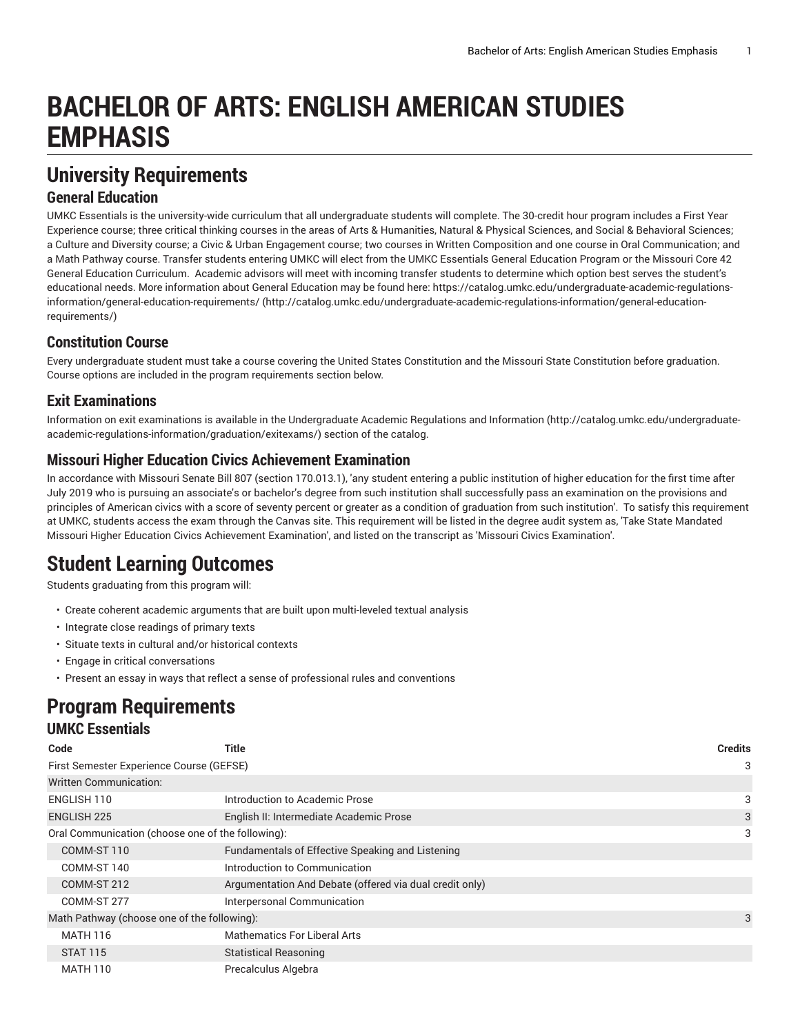# BACHELOR OF ARTS: ENGLISH AMERICAN STUDIES EMPHASIS

## University Requirements

### General Education

UMKC Essentials is the university-wide curriculum that all undergraduate students will complete. The 30-credit hour program includes a First Year Experience course; three critical thinking courses in the areas of Arts & Humanities, Natural & Physical Sciences, and Social & Behavioral Sciences; a Culture and Diversity course; a Civic & Urban Engagement course; two courses in Written Composition and one course in Oral Communication; and a Math Pathway course. Transfer students entering UMKC will elect from the UMKC Essentials General Education Program or the Missouri Core 42 General Education Curriculum. Academic advisors will meet with incoming transfer students to determine which option best serves the student's educational needs. More information about General Education may be found here: https://catalog.umkc.edu/undergraduate-academic-regulations-information/general-education-requirements/ (http://catalog.umkc.edu/undergraduate-academic-regulations-information/general-education-requirements/)

### Constitution Course

Every undergraduate student must take a course covering the United States Constitution and the Missouri State Constitution before graduation. Course options are included in the program requirements section below.

### Exit Examinations

Information on exit examinations is available in the Undergraduate Academic Regulations and Information (http://catalog.umkc.edu/undergraduate-academic-regulations-information/graduation/exitexams/) section of the catalog.

### Missouri Higher Education Civics Achievement Examination

In accordance with Missouri Senate Bill 807 (section 170.013.1), 'any student entering a public institution of higher education for the first time after July 2019 who is pursuing an associate's or bachelor's degree from such institution shall successfully pass an examination on the provisions and principles of American civics with a score of seventy percent or greater as a condition of graduation from such institution'. To satisfy this requirement at UMKC, students access the exam through the Canvas site. This requirement will be listed in the degree audit system as, 'Take State Mandated Missouri Higher Education Civics Achievement Examination', and listed on the transcript as 'Missouri Civics Examination'.

## Student Learning Outcomes

Students graduating from this program will:

- Create coherent academic arguments that are built upon multi-leveled textual analysis
- Integrate close readings of primary texts
- Situate texts in cultural and/or historical contexts
- Engage in critical conversations
- Present an essay in ways that reflect a sense of professional rules and conventions

## Program Requirements

### UMKC Essentials

| Code | Title | Credits |
|---|---|---|
| First Semester Experience Course (GEFSE) | | 3 |
| Written Communication: | | |
| ENGLISH 110 | Introduction to Academic Prose | 3 |
| ENGLISH 225 | English II: Intermediate Academic Prose | 3 |
| Oral Communication (choose one of the following): | | 3 |
| COMM-ST 110 | Fundamentals of Effective Speaking and Listening | |
| COMM-ST 140 | Introduction to Communication | |
| COMM-ST 212 | Argumentation And Debate (offered via dual credit only) | |
| COMM-ST 277 | Interpersonal Communication | |
| Math Pathway (choose one of the following): | | 3 |
| MATH 116 | Mathematics For Liberal Arts | |
| STAT 115 | Statistical Reasoning | |
| MATH 110 | Precalculus Algebra | |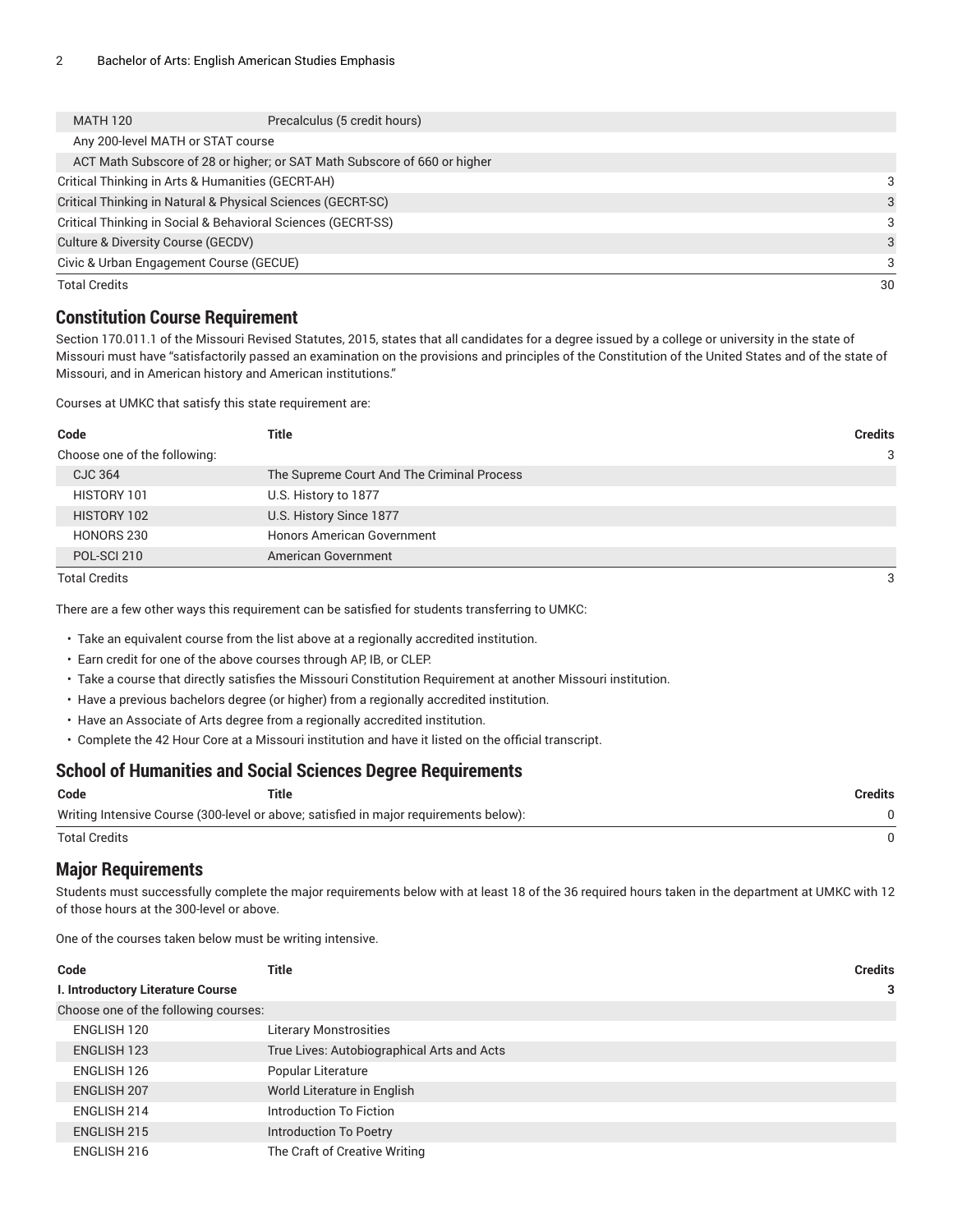| | | |
|---|---|---|
| MATH 120 | Precalculus (5 credit hours) | |
| Any 200-level MATH or STAT course | | |
| ACT Math Subscore of 28 or higher; or SAT Math Subscore of 660 or higher | | |
| Critical Thinking in Arts & Humanities (GECRT-AH) | | 3 |
| Critical Thinking in Natural & Physical Sciences (GECRT-SC) | | 3 |
| Critical Thinking in Social & Behavioral Sciences (GECRT-SS) | | 3 |
| Culture & Diversity Course (GECDV) | | 3 |
| Civic & Urban Engagement Course (GECUE) | | 3 |
| Total Credits | | 30 |

## Constitution Course Requirement

Section 170.011.1 of the Missouri Revised Statutes, 2015, states that all candidates for a degree issued by a college or university in the state of Missouri must have "satisfactorily passed an examination on the provisions and principles of the Constitution of the United States and of the state of Missouri, and in American history and American institutions."

Courses at UMKC that satisfy this state requirement are:

| Code | Title | Credits |
|---|---|---|
| Choose one of the following: | | 3 |
| CJC 364 | The Supreme Court And The Criminal Process | |
| HISTORY 101 | U.S. History to 1877 | |
| HISTORY 102 | U.S. History Since 1877 | |
| HONORS 230 | Honors American Government | |
| POL-SCI 210 | American Government | |
| Total Credits | | 3 |

There are a few other ways this requirement can be satisfied for students transferring to UMKC:

- Take an equivalent course from the list above at a regionally accredited institution.
- Earn credit for one of the above courses through AP, IB, or CLEP.
- Take a course that directly satisfies the Missouri Constitution Requirement at another Missouri institution.
- Have a previous bachelors degree (or higher) from a regionally accredited institution.
- Have an Associate of Arts degree from a regionally accredited institution.
- Complete the 42 Hour Core at a Missouri institution and have it listed on the official transcript.

## School of Humanities and Social Sciences Degree Requirements

| Code | Title | Credits |
|---|---|---|
| Writing Intensive Course (300-level or above; satisfied in major requirements below): | | 0 |
| Total Credits | | 0 |

## Major Requirements

Students must successfully complete the major requirements below with at least 18 of the 36 required hours taken in the department at UMKC with 12 of those hours at the 300-level or above.

One of the courses taken below must be writing intensive.

| Code | Title | Credits |
|---|---|---|
| **I. Introductory Literature Course** | | **3** |
| Choose one of the following courses: | | |
| ENGLISH 120 | Literary Monstrosities | |
| ENGLISH 123 | True Lives: Autobiographical Arts and Acts | |
| ENGLISH 126 | Popular Literature | |
| ENGLISH 207 | World Literature in English | |
| ENGLISH 214 | Introduction To Fiction | |
| ENGLISH 215 | Introduction To Poetry | |
| ENGLISH 216 | The Craft of Creative Writing | |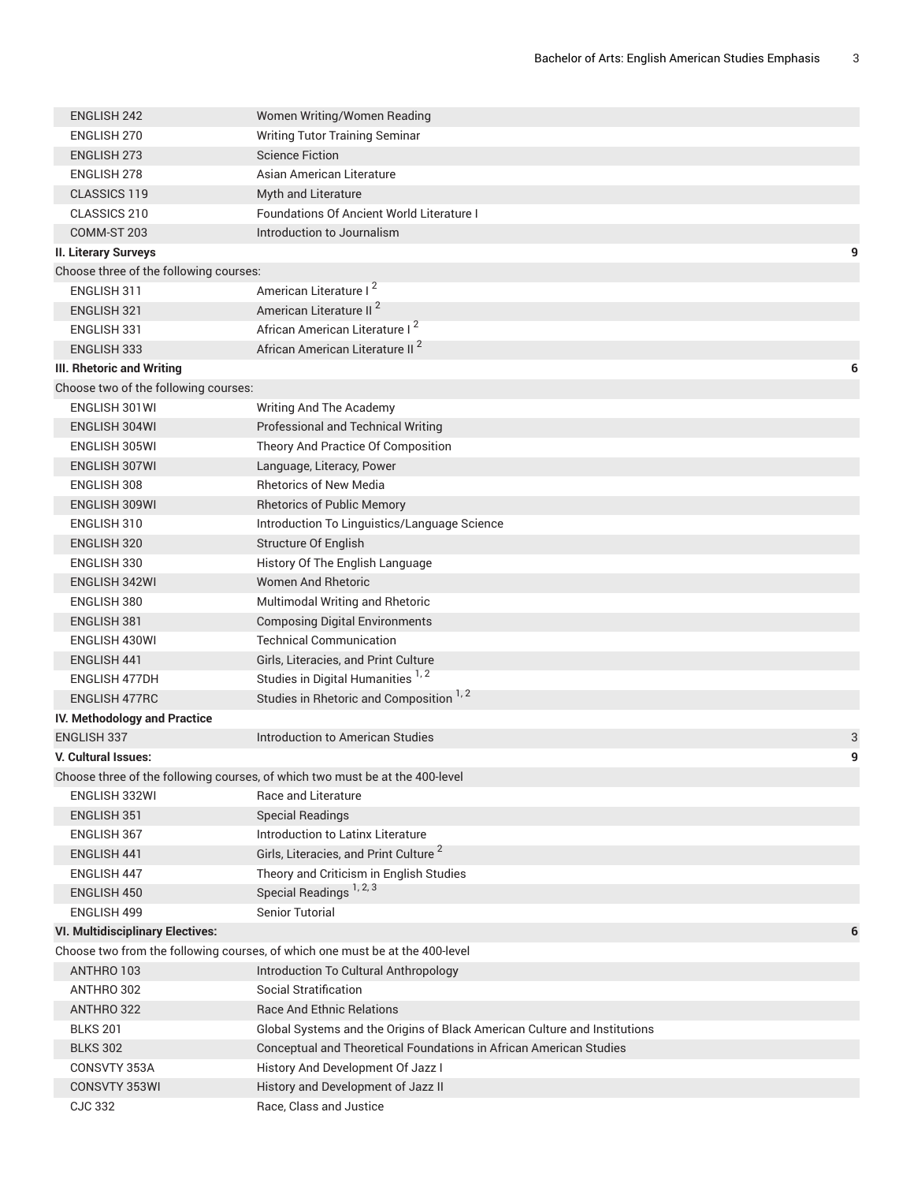| | | |
|---|---|---|
| ENGLISH 242 | Women Writing/Women Reading | |
| ENGLISH 270 | Writing Tutor Training Seminar | |
| ENGLISH 273 | Science Fiction | |
| ENGLISH 278 | Asian American Literature | |
| CLASSICS 119 | Myth and Literature | |
| CLASSICS 210 | Foundations Of Ancient World Literature I | |
| COMM-ST 203 | Introduction to Journalism | |
| **II. Literary Surveys** | | **9** |
| Choose three of the following courses: | | |
| ENGLISH 311 | American Literature I [2] | |
| ENGLISH 321 | American Literature II [2] | |
| ENGLISH 331 | African American Literature I [2] | |
| ENGLISH 333 | African American Literature II [2] | |
| **III. Rhetoric and Writing** | | **6** |
| Choose two of the following courses: | | |
| ENGLISH 301WI | Writing And The Academy | |
| ENGLISH 304WI | Professional and Technical Writing | |
| ENGLISH 305WI | Theory And Practice Of Composition | |
| ENGLISH 307WI | Language, Literacy, Power | |
| ENGLISH 308 | Rhetorics of New Media | |
| ENGLISH 309WI | Rhetorics of Public Memory | |
| ENGLISH 310 | Introduction To Linguistics/Language Science | |
| ENGLISH 320 | Structure Of English | |
| ENGLISH 330 | History Of The English Language | |
| ENGLISH 342WI | Women And Rhetoric | |
| ENGLISH 380 | Multimodal Writing and Rhetoric | |
| ENGLISH 381 | Composing Digital Environments | |
| ENGLISH 430WI | Technical Communication | |
| ENGLISH 441 | Girls, Literacies, and Print Culture | |
| ENGLISH 477DH | Studies in Digital Humanities [1, 2] | |
| ENGLISH 477RC | Studies in Rhetoric and Composition [1, 2] | |
| **IV. Methodology and Practice** | | |
| ENGLISH 337 | Introduction to American Studies | 3 |
| **V. Cultural Issues:** | | **9** |
| Choose three of the following courses, of which two must be at the 400-level | | |
| ENGLISH 332WI | Race and Literature | |
| ENGLISH 351 | Special Readings | |
| ENGLISH 367 | Introduction to Latinx Literature | |
| ENGLISH 441 | Girls, Literacies, and Print Culture [2] | |
| ENGLISH 447 | Theory and Criticism in English Studies | |
| ENGLISH 450 | Special Readings [1, 2, 3] | |
| ENGLISH 499 | Senior Tutorial | |
| **VI. Multidisciplinary Electives:** | | **6** |
| Choose two from the following courses, of which one must be at the 400-level | | |
| ANTHRO 103 | Introduction To Cultural Anthropology | |
| ANTHRO 302 | Social Stratification | |
| ANTHRO 322 | Race And Ethnic Relations | |
| BLKS 201 | Global Systems and the Origins of Black American Culture and Institutions | |
| BLKS 302 | Conceptual and Theoretical Foundations in African American Studies | |
| CONSVTY 353A | History And Development Of Jazz I | |
| CONSVTY 353WI | History and Development of Jazz II | |
| CJC 332 | Race, Class and Justice | |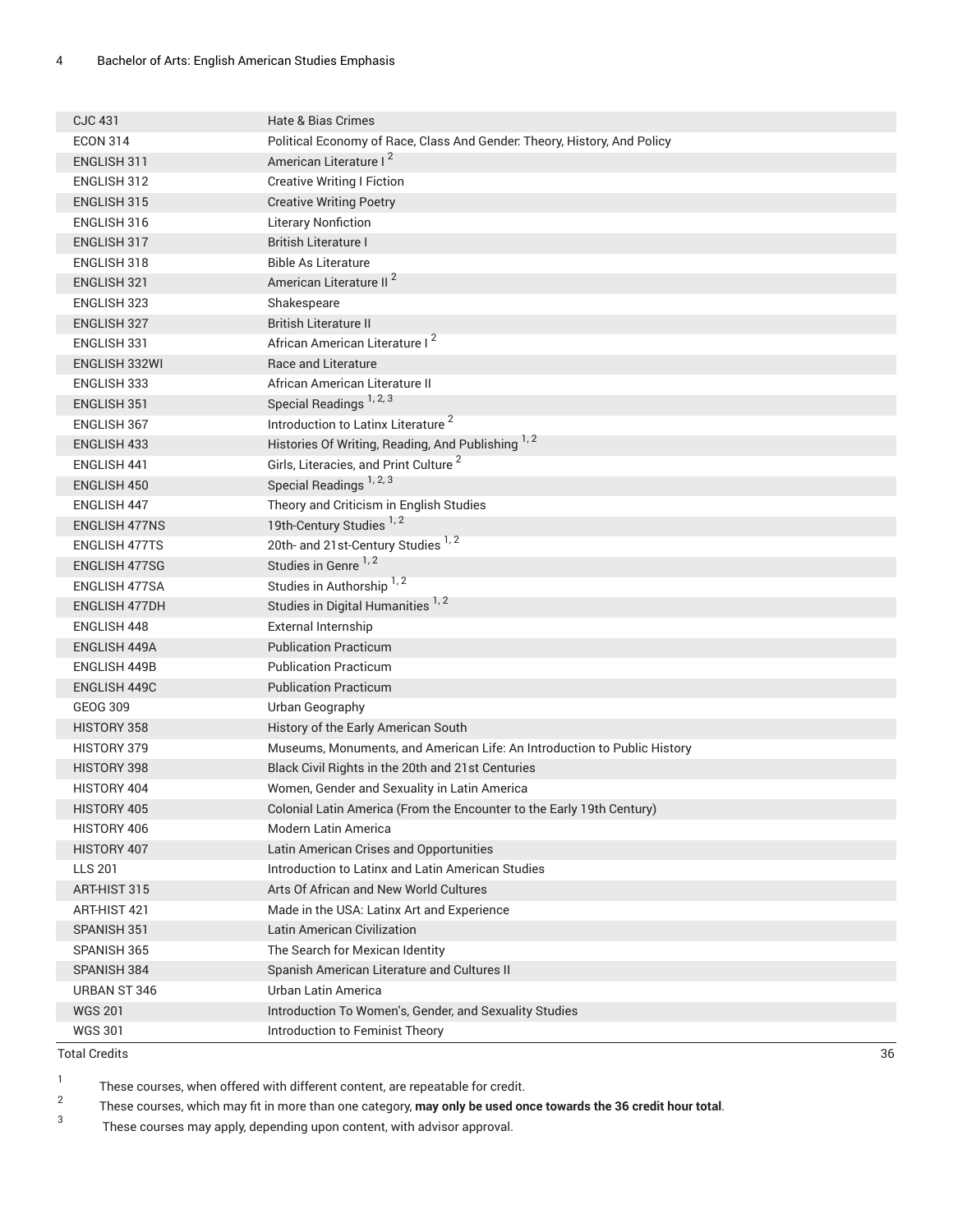| | |
|---|---|
| CJC 431 | Hate & Bias Crimes |
| ECON 314 | Political Economy of Race, Class And Gender: Theory, History, And Policy |
| ENGLISH 311 | American Literature I [2] |
| ENGLISH 312 | Creative Writing I Fiction |
| ENGLISH 315 | Creative Writing Poetry |
| ENGLISH 316 | Literary Nonfiction |
| ENGLISH 317 | British Literature I |
| ENGLISH 318 | Bible As Literature |
| ENGLISH 321 | American Literature II [2] |
| ENGLISH 323 | Shakespeare |
| ENGLISH 327 | British Literature II |
| ENGLISH 331 | African American Literature I [2] |
| ENGLISH 332WI | Race and Literature |
| ENGLISH 333 | African American Literature II |
| ENGLISH 351 | Special Readings [1, 2, 3] |
| ENGLISH 367 | Introduction to Latinx Literature [2] |
| ENGLISH 433 | Histories Of Writing, Reading, And Publishing [1, 2] |
| ENGLISH 441 | Girls, Literacies, and Print Culture [2] |
| ENGLISH 450 | Special Readings [1, 2, 3] |
| ENGLISH 447 | Theory and Criticism in English Studies |
| ENGLISH 477NS | 19th-Century Studies [1, 2] |
| ENGLISH 477TS | 20th- and 21st-Century Studies [1, 2] |
| ENGLISH 477SG | Studies in Genre [1, 2] |
| ENGLISH 477SA | Studies in Authorship [1, 2] |
| ENGLISH 477DH | Studies in Digital Humanities [1, 2] |
| ENGLISH 448 | External Internship |
| ENGLISH 449A | Publication Practicum |
| ENGLISH 449B | Publication Practicum |
| ENGLISH 449C | Publication Practicum |
| GEOG 309 | Urban Geography |
| HISTORY 358 | History of the Early American South |
| HISTORY 379 | Museums, Monuments, and American Life: An Introduction to Public History |
| HISTORY 398 | Black Civil Rights in the 20th and 21st Centuries |
| HISTORY 404 | Women, Gender and Sexuality in Latin America |
| HISTORY 405 | Colonial Latin America (From the Encounter to the Early 19th Century) |
| HISTORY 406 | Modern Latin America |
| HISTORY 407 | Latin American Crises and Opportunities |
| LLS 201 | Introduction to Latinx and Latin American Studies |
| ART-HIST 315 | Arts Of African and New World Cultures |
| ART-HIST 421 | Made in the USA: Latinx Art and Experience |
| SPANISH 351 | Latin American Civilization |
| SPANISH 365 | The Search for Mexican Identity |
| SPANISH 384 | Spanish American Literature and Cultures II |
| URBAN ST 346 | Urban Latin America |
| WGS 201 | Introduction To Women's, Gender, and Sexuality Studies |
| WGS 301 | Introduction to Feminist Theory |
| Total Credits | 36 |

1. These courses, when offered with different content, are repeatable for credit.
2. These courses, which may fit in more than one category, **may only be used once towards the 36 credit hour total**.
3. These courses may apply, depending upon content, with advisor approval.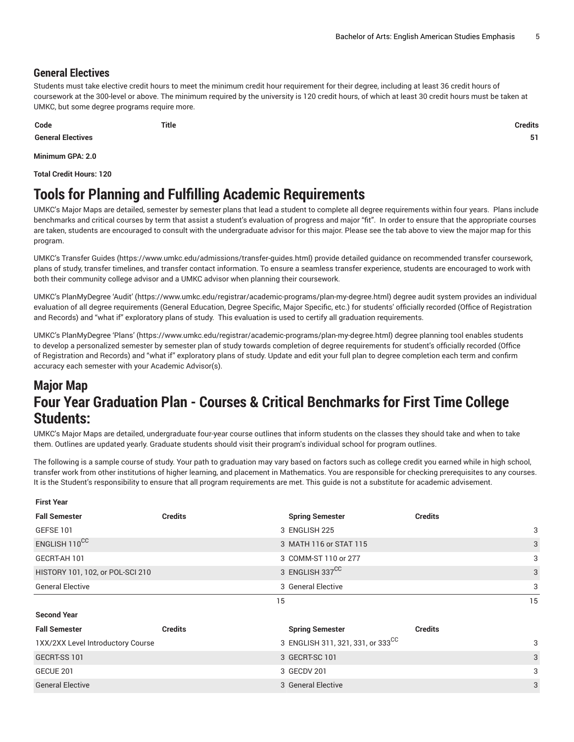### General Electives

Students must take elective credit hours to meet the minimum credit hour requirement for their degree, including at least 36 credit hours of coursework at the 300-level or above. The minimum required by the university is 120 credit hours, of which at least 30 credit hours must be taken at UMKC, but some degree programs require more.

| Code | Title | Credits |
|---|---|---|
| **General Electives** | | **51** |

**Minimum GPA: 2.0**

**Total Credit Hours: 120**

# Tools for Planning and Fulfilling Academic Requirements

UMKC's Major Maps are detailed, semester by semester plans that lead a student to complete all degree requirements within four years. Plans include benchmarks and critical courses by term that assist a student's evaluation of progress and major "fit". In order to ensure that the appropriate courses are taken, students are encouraged to consult with the undergraduate advisor for this major. Please see the tab above to view the major map for this program.

UMKC's Transfer Guides (https://www.umkc.edu/admissions/transfer-guides.html) provide detailed guidance on recommended transfer coursework, plans of study, transfer timelines, and transfer contact information. To ensure a seamless transfer experience, students are encouraged to work with both their community college advisor and a UMKC advisor when planning their coursework.

UMKC's PlanMyDegree 'Audit' (https://www.umkc.edu/registrar/academic-programs/plan-my-degree.html) degree audit system provides an individual evaluation of all degree requirements (General Education, Degree Specific, Major Specific, etc.) for students' officially recorded (Office of Registration and Records) and "what if" exploratory plans of study. This evaluation is used to certify all graduation requirements.

UMKC's PlanMyDegree 'Plans' (https://www.umkc.edu/registrar/academic-programs/plan-my-degree.html) degree planning tool enables students to develop a personalized semester by semester plan of study towards completion of degree requirements for student's officially recorded (Office of Registration and Records) and "what if" exploratory plans of study. Update and edit your full plan to degree completion each term and confirm accuracy each semester with your Academic Advisor(s).

## Major Map

## Four Year Graduation Plan - Courses & Critical Benchmarks for First Time College Students:

UMKC's Major Maps are detailed, undergraduate four-year course outlines that inform students on the classes they should take and when to take them. Outlines are updated yearly. Graduate students should visit their program's individual school for program outlines.

The following is a sample course of study. Your path to graduation may vary based on factors such as college credit you earned while in high school, transfer work from other institutions of higher learning, and placement in Mathematics. You are responsible for checking prerequisites to any courses. It is the Student's responsibility to ensure that all program requirements are met. This guide is not a substitute for academic advisement.

| First Year | | | |
|---|---|---|---|
| **Fall Semester** | **Credits** | **Spring Semester** | **Credits** |
| GEFSE 101 | 3 | ENGLISH 225 | 3 |
| ENGLISH 110[CC] | 3 | MATH 116 or STAT 115 | 3 |
| GECRT-AH 101 | 3 | COMM-ST 110 or 277 | 3 |
| HISTORY 101, 102, or POL-SCI 210 | 3 | ENGLISH 337[CC] | 3 |
| General Elective | 3 | General Elective | 3 |
| | 15 | | 15 |
| **Second Year** | | | |
| **Fall Semester** | **Credits** | **Spring Semester** | **Credits** |
| 1XX/2XX Level Introductory Course | 3 | ENGLISH 311, 321, 331, or 333[CC] | 3 |
| GECRT-SS 101 | 3 | GECRT-SC 101 | 3 |
| GECUE 201 | 3 | GECDV 201 | 3 |
| General Elective | 3 | General Elective | 3 |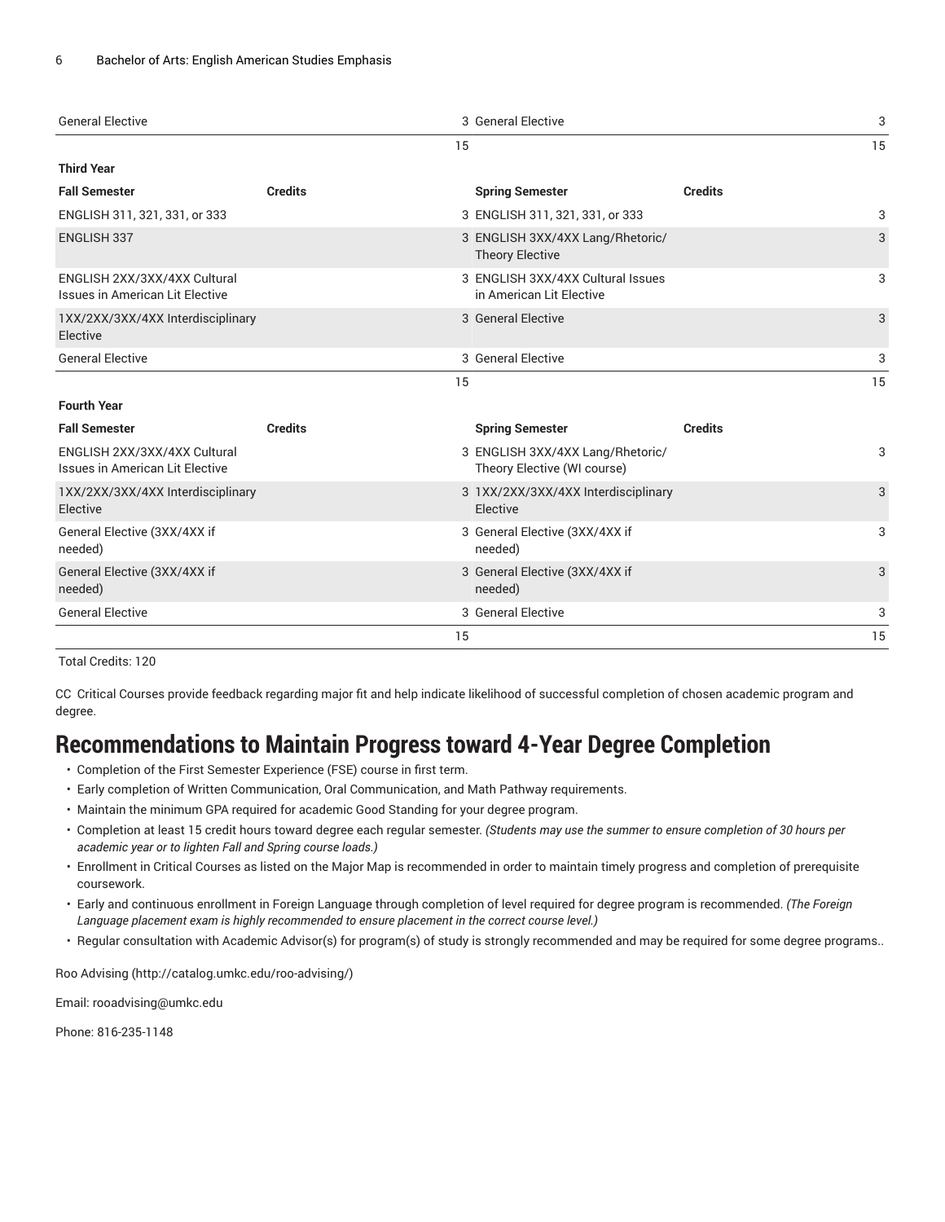| | | | |
|---|---|---|---|
| General Elective | 3 | General Elective | 3 |
| | 15 | | 15 |
| **Third Year** | | | |
| **Fall Semester** | **Credits** | **Spring Semester** | **Credits** |
| ENGLISH 311, 321, 331, or 333 | 3 | ENGLISH 311, 321, 331, or 333 | 3 |
| ENGLISH 337 | 3 | ENGLISH 3XX/4XX Lang/Rhetoric/ Theory Elective | 3 |
| ENGLISH 2XX/3XX/4XX Cultural Issues in American Lit Elective | 3 | ENGLISH 3XX/4XX Cultural Issues in American Lit Elective | 3 |
| 1XX/2XX/3XX/4XX Interdisciplinary Elective | 3 | General Elective | 3 |
| General Elective | 3 | General Elective | 3 |
| | 15 | | 15 |
| **Fourth Year** | | | |
| **Fall Semester** | **Credits** | **Spring Semester** | **Credits** |
| ENGLISH 2XX/3XX/4XX Cultural Issues in American Lit Elective | 3 | ENGLISH 3XX/4XX Lang/Rhetoric/ Theory Elective (WI course) | 3 |
| 1XX/2XX/3XX/4XX Interdisciplinary Elective | 3 | 1XX/2XX/3XX/4XX Interdisciplinary Elective | 3 |
| General Elective (3XX/4XX if needed) | 3 | General Elective (3XX/4XX if needed) | 3 |
| General Elective (3XX/4XX if needed) | 3 | General Elective (3XX/4XX if needed) | 3 |
| General Elective | 3 | General Elective | 3 |
| | 15 | | 15 |

Total Credits: 120

CC Critical Courses provide feedback regarding major fit and help indicate likelihood of successful completion of chosen academic program and degree.

## Recommendations to Maintain Progress toward 4-Year Degree Completion

- Completion of the First Semester Experience (FSE) course in first term.
- Early completion of Written Communication, Oral Communication, and Math Pathway requirements.
- Maintain the minimum GPA required for academic Good Standing for your degree program.
- Completion at least 15 credit hours toward degree each regular semester. *(Students may use the summer to ensure completion of 30 hours per academic year or to lighten Fall and Spring course loads.)*
- Enrollment in Critical Courses as listed on the Major Map is recommended in order to maintain timely progress and completion of prerequisite coursework.
- Early and continuous enrollment in Foreign Language through completion of level required for degree program is recommended. *(The Foreign Language placement exam is highly recommended to ensure placement in the correct course level.)*
- Regular consultation with Academic Advisor(s) for program(s) of study is strongly recommended and may be required for some degree programs..

Roo Advising (http://catalog.umkc.edu/roo-advising/)

Email: rooadvising@umkc.edu

Phone: 816-235-1148